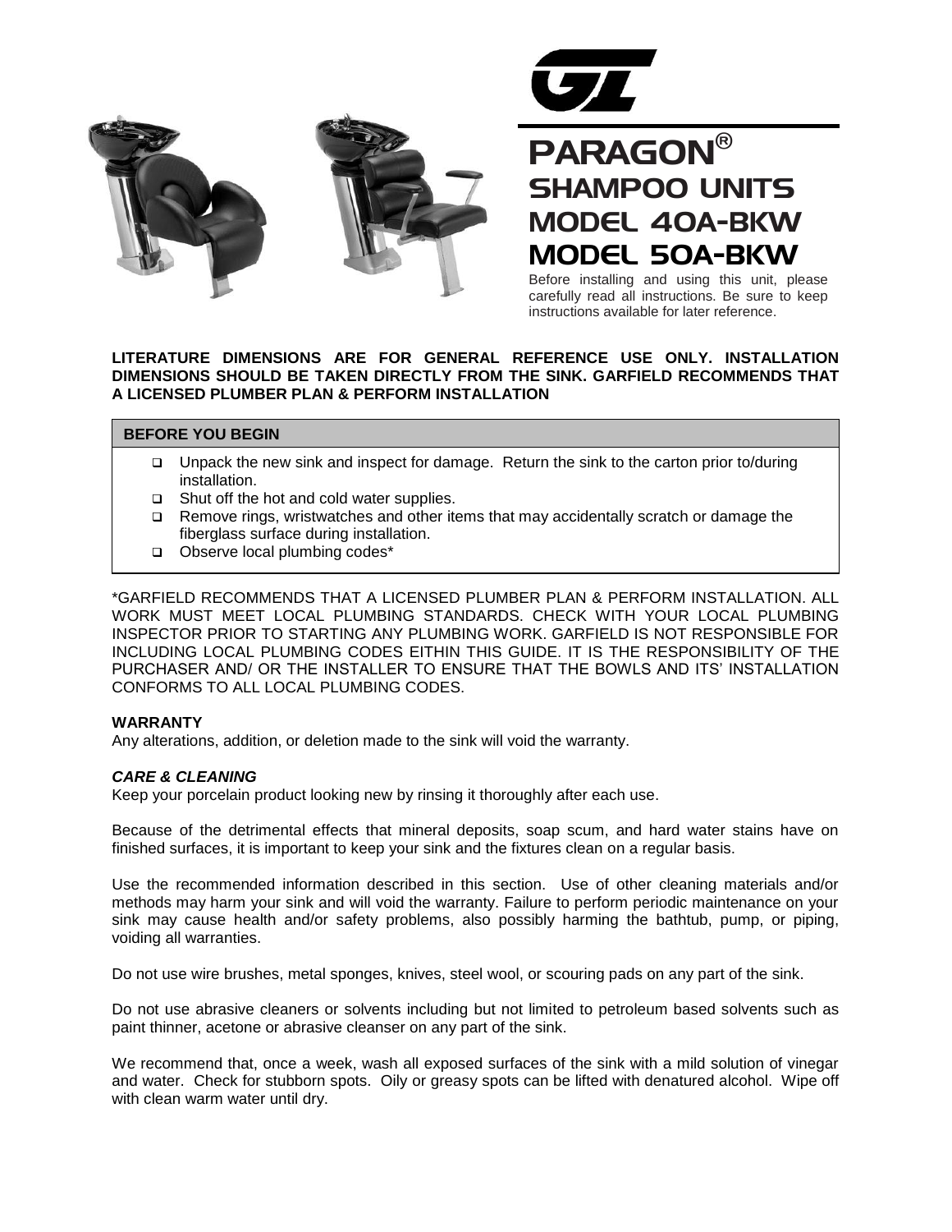# PARAGON® SHAMPOO UNITS MODEL 40A-BKW MODEL 50A-BKW

Before installing and using this unit, please carefully read all instructions. Be sure to keep instructions available for later reference.

**LITERATURE DIMENSIONS ARE FOR GENERAL REFERENCE USE ONLY. INSTALLATION DIMENSIONS SHOULD BE TAKEN DIRECTLY FROM THE SINK. GARFIELD RECOMMENDS THAT A LICENSED PLUMBER PLAN & PERFORM INSTALLATION**

## BEFORE YOU BEGIN

- Unpack the new sink and inspect for damage. Return the sink to the carton prior to/during installation.
- Shut off the hot and cold water supplies.
- Remove rings, wristwatches and other items that may accidentally scratch or damage the fiberglass surface during installation.
- Observe local plumbing codes*

*GARFIELD RECOMMENDS THAT A LICENSED PLUMBER PLAN & PERFORM INSTALLATION. ALL WORK MUST MEET LOCAL PLUMBING STANDARDS. CHECK WITH YOUR LOCAL PLUMBING INSPECTOR PRIOR TO STARTING ANY PLUMBING WORK. GARFIELD IS NOT RESPONSIBLE FOR INCLUDING LOCAL PLUMBING CODES EITHIN THIS GUIDE. IT IS THE RESPONSIBILITY OF THE PURCHASER AND/ OR THE INSTALLER TO ENSURE THAT THE BOWLS AND ITS' INSTALLATION CONFORMS TO ALL LOCAL PLUMBING CODES.

**WARRANTY**

Any alterations, addition, or deletion made to the sink will void the warranty.

***CARE & CLEANING***

Keep your porcelain product looking new by rinsing it thoroughly after each use.

Because of the detrimental effects that mineral deposits, soap scum, and hard water stains have on finished surfaces, it is important to keep your sink and the fixtures clean on a regular basis.

Use the recommended information described in this section. Use of other cleaning materials and/or methods may harm your sink and will void the warranty. Failure to perform periodic maintenance on your sink may cause health and/or safety problems, also possibly harming the bathtub, pump, or piping, voiding all warranties.

Do not use wire brushes, metal sponges, knives, steel wool, or scouring pads on any part of the sink.

Do not use abrasive cleaners or solvents including but not limited to petroleum based solvents such as paint thinner, acetone or abrasive cleanser on any part of the sink.

We recommend that, once a week, wash all exposed surfaces of the sink with a mild solution of vinegar and water. Check for stubborn spots. Oily or greasy spots can be lifted with denatured alcohol. Wipe off with clean warm water until dry.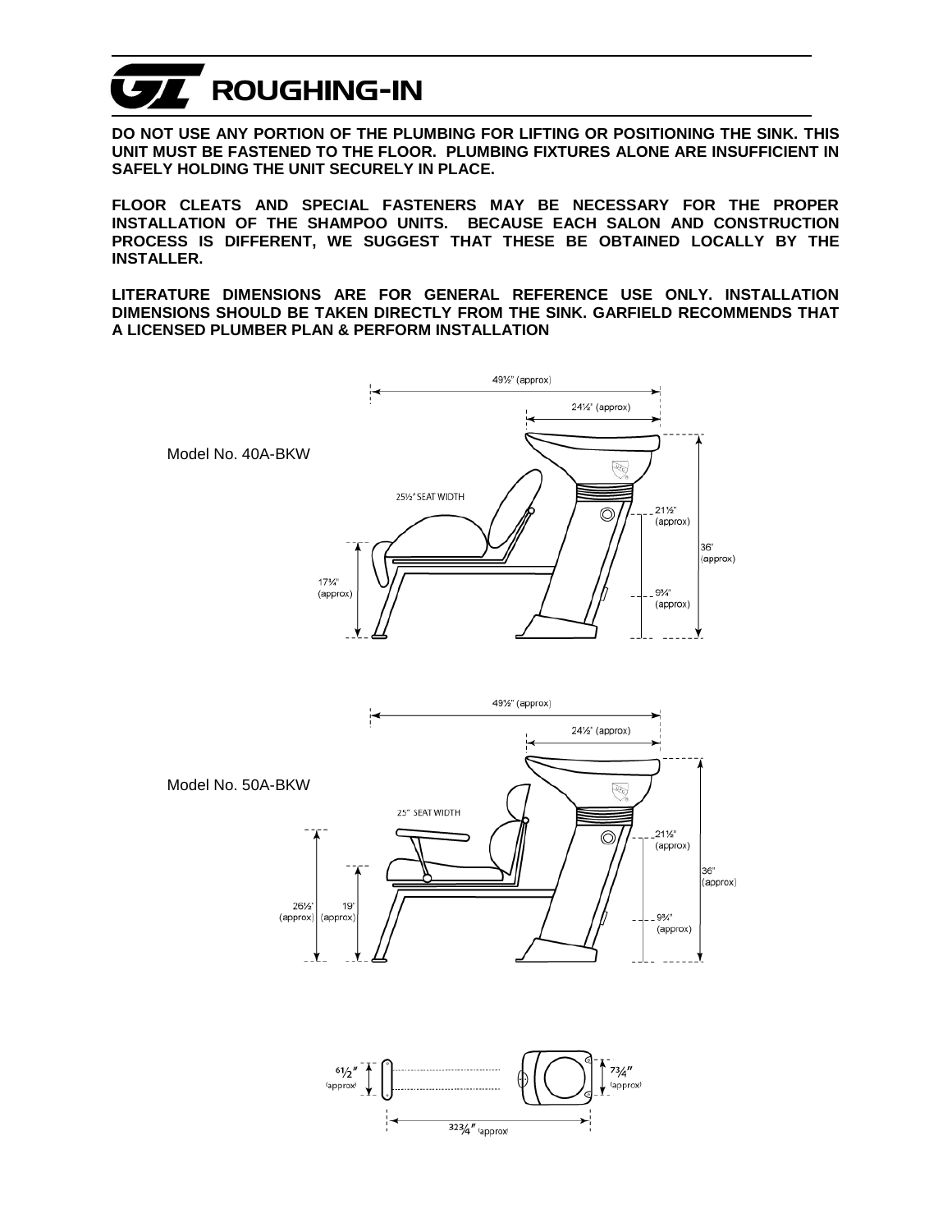# ROUGHING-IN

**DO NOT USE ANY PORTION OF THE PLUMBING FOR LIFTING OR POSITIONING THE SINK. THIS UNIT MUST BE FASTENED TO THE FLOOR. PLUMBING FIXTURES ALONE ARE INSUFFICIENT IN SAFELY HOLDING THE UNIT SECURELY IN PLACE.**

**FLOOR CLEATS AND SPECIAL FASTENERS MAY BE NECESSARY FOR THE PROPER INSTALLATION OF THE SHAMPOO UNITS. BECAUSE EACH SALON AND CONSTRUCTION PROCESS IS DIFFERENT, WE SUGGEST THAT THESE BE OBTAINED LOCALLY BY THE INSTALLER.**

**LITERATURE DIMENSIONS ARE FOR GENERAL REFERENCE USE ONLY. INSTALLATION DIMENSIONS SHOULD BE TAKEN DIRECTLY FROM THE SINK. GARFIELD RECOMMENDS THAT A LICENSED PLUMBER PLAN & PERFORM INSTALLATION**

Model No. 40A-BKW

49½" (approx)

24½" (approx)

25½" SEAT WIDTH

21½" (approx)

36" (approx)

17¾" (approx)

9¾" (approx)

Model No. 50A-BKW

49½" (approx)

24½" (approx)

25" SEAT WIDTH

21½" (approx)

36" (approx)

26½" (approx)

19" (approx)

9¾" (approx)

6½" (approx)

7¾" (approx)

32¾" (approx)